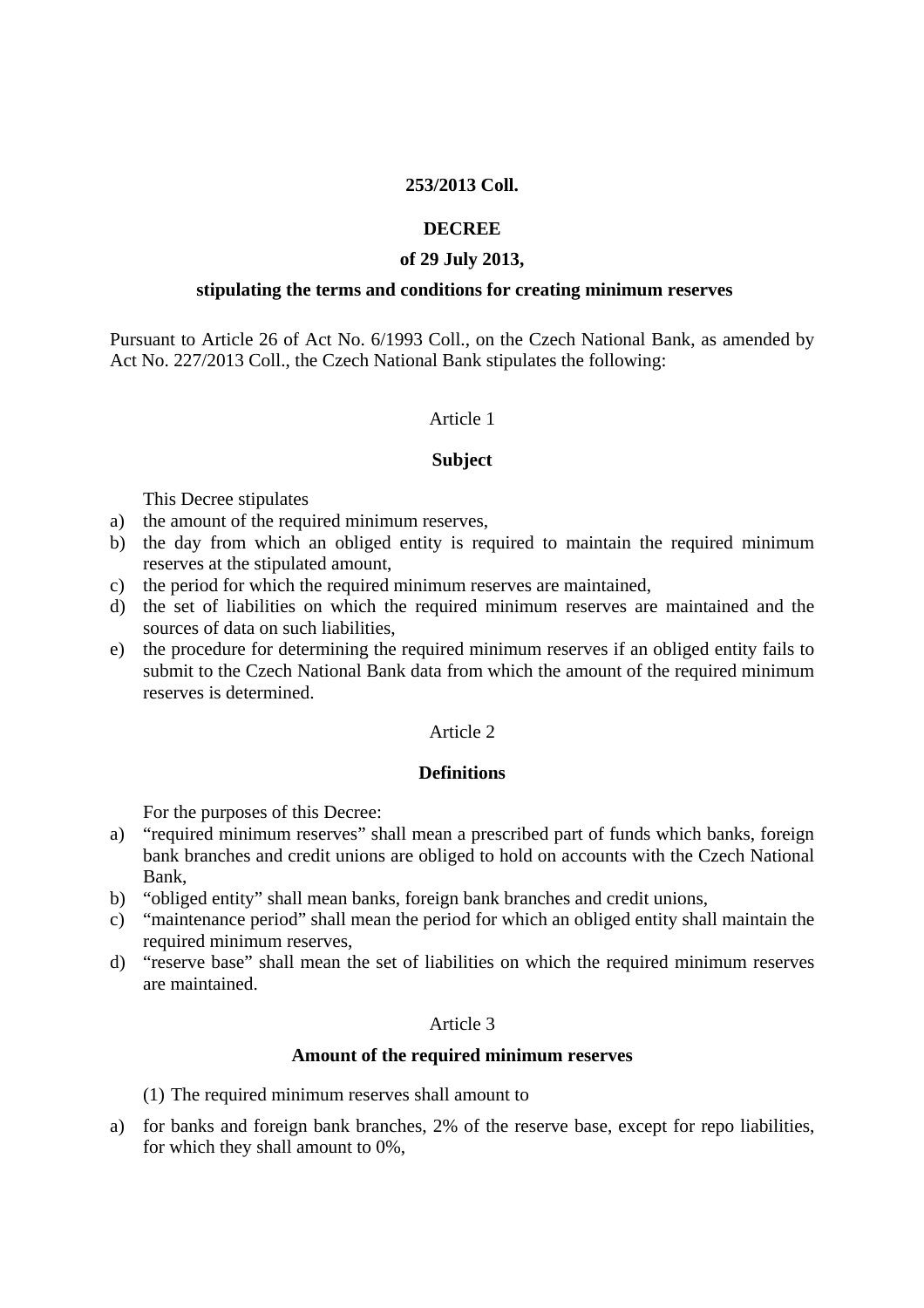**253/2013 Coll.**

# DECREE

**of 29 July 2013,**

**stipulating the terms and conditions for creating minimum reserves**

Pursuant to Article 26 of Act No. 6/1993 Coll., on the Czech National Bank, as amended by Act No. 227/2013 Coll., the Czech National Bank stipulates the following:

Article 1

## Subject

This Decree stipulates

a) the amount of the required minimum reserves,
b) the day from which an obliged entity is required to maintain the required minimum reserves at the stipulated amount,
c) the period for which the required minimum reserves are maintained,
d) the set of liabilities on which the required minimum reserves are maintained and the sources of data on such liabilities,
e) the procedure for determining the required minimum reserves if an obliged entity fails to submit to the Czech National Bank data from which the amount of the required minimum reserves is determined.

Article 2

## Definitions

For the purposes of this Decree:

a) "required minimum reserves" shall mean a prescribed part of funds which banks, foreign bank branches and credit unions are obliged to hold on accounts with the Czech National Bank,
b) "obliged entity" shall mean banks, foreign bank branches and credit unions,
c) "maintenance period" shall mean the period for which an obliged entity shall maintain the required minimum reserves,
d) "reserve base" shall mean the set of liabilities on which the required minimum reserves are maintained.

Article 3

## Amount of the required minimum reserves

(1) The required minimum reserves shall amount to

a) for banks and foreign bank branches, 2% of the reserve base, except for repo liabilities, for which they shall amount to 0%,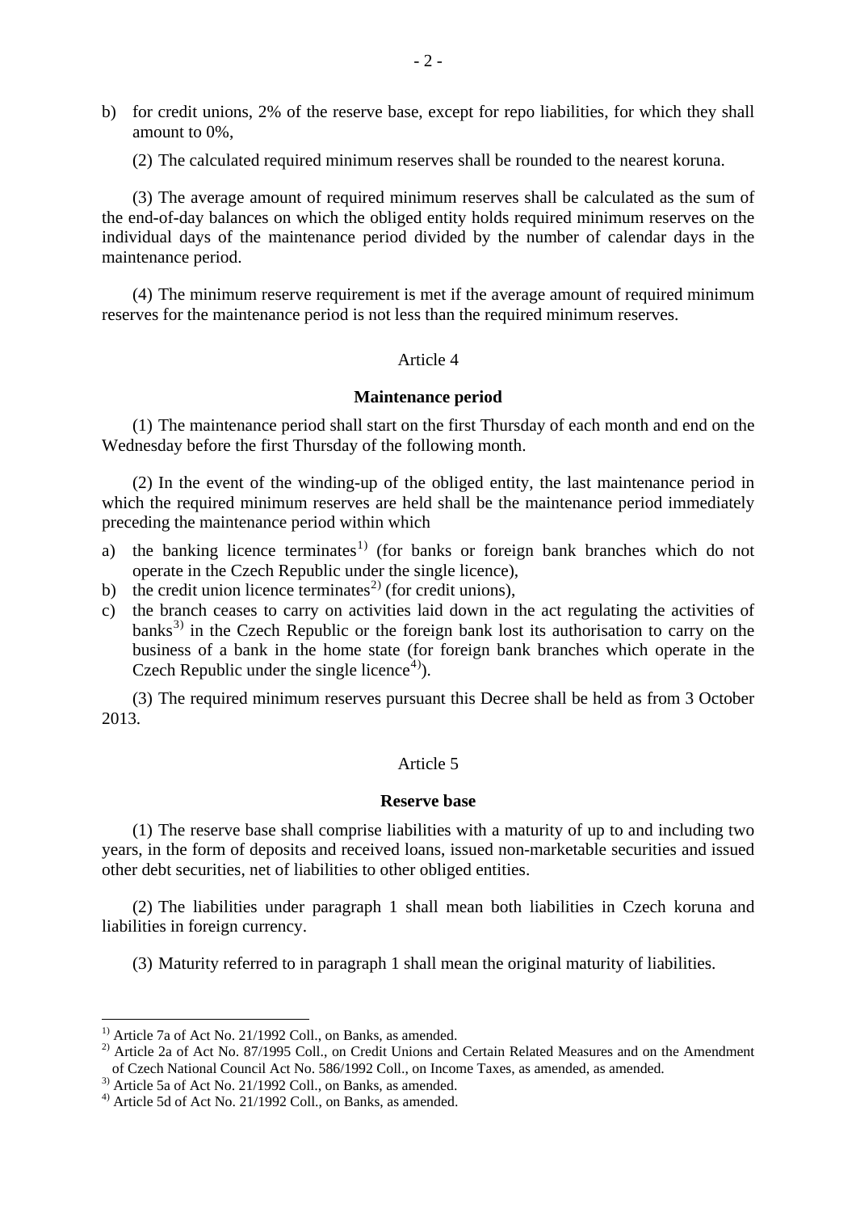b) for credit unions, 2% of the reserve base, except for repo liabilities, for which they shall amount to 0%,

(2) The calculated required minimum reserves shall be rounded to the nearest koruna.

(3) The average amount of required minimum reserves shall be calculated as the sum of the end-of-day balances on which the obliged entity holds required minimum reserves on the individual days of the maintenance period divided by the number of calendar days in the maintenance period.

(4) The minimum reserve requirement is met if the average amount of required minimum reserves for the maintenance period is not less than the required minimum reserves.

Article 4

**Maintenance period**

(1) The maintenance period shall start on the first Thursday of each month and end on the Wednesday before the first Thursday of the following month.

(2) In the event of the winding-up of the obliged entity, the last maintenance period in which the required minimum reserves are held shall be the maintenance period immediately preceding the maintenance period within which

a) the banking licence terminates[1] (for banks or foreign bank branches which do not operate in the Czech Republic under the single licence),
b) the credit union licence terminates[2] (for credit unions),
c) the branch ceases to carry on activities laid down in the act regulating the activities of banks[3] in the Czech Republic or the foreign bank lost its authorisation to carry on the business of a bank in the home state (for foreign bank branches which operate in the Czech Republic under the single licence[4]).

(3) The required minimum reserves pursuant this Decree shall be held as from 3 October 2013.

Article 5

**Reserve base**

(1) The reserve base shall comprise liabilities with a maturity of up to and including two years, in the form of deposits and received loans, issued non-marketable securities and issued other debt securities, net of liabilities to other obliged entities.

(2) The liabilities under paragraph 1 shall mean both liabilities in Czech koruna and liabilities in foreign currency.

(3) Maturity referred to in paragraph 1 shall mean the original maturity of liabilities.

---

[1] Article 7a of Act No. 21/1992 Coll., on Banks, as amended.
[2] Article 2a of Act No. 87/1995 Coll., on Credit Unions and Certain Related Measures and on the Amendment of Czech National Council Act No. 586/1992 Coll., on Income Taxes, as amended, as amended.
[3] Article 5a of Act No. 21/1992 Coll., on Banks, as amended.
[4] Article 5d of Act No. 21/1992 Coll., on Banks, as amended.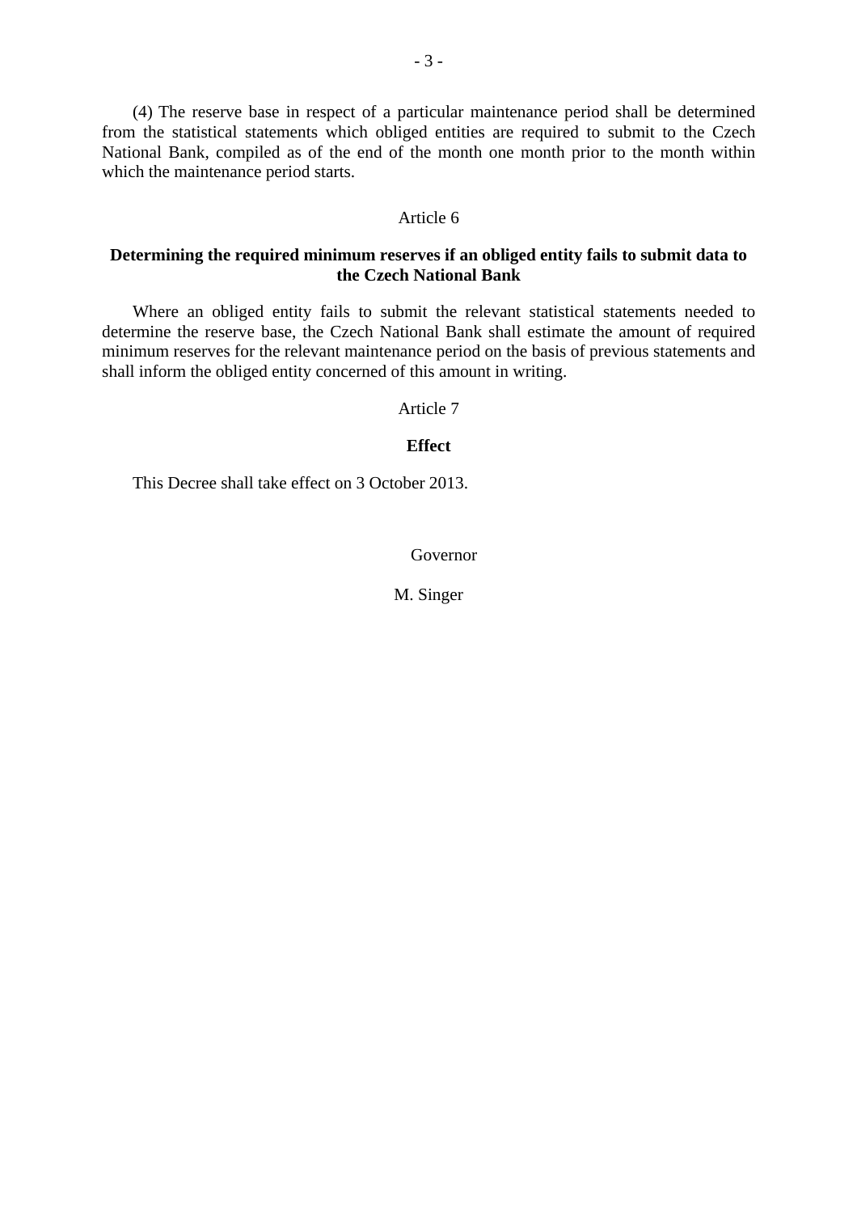(4) The reserve base in respect of a particular maintenance period shall be determined from the statistical statements which obliged entities are required to submit to the Czech National Bank, compiled as of the end of the month one month prior to the month within which the maintenance period starts.

Article 6

**Determining the required minimum reserves if an obliged entity fails to submit data to the Czech National Bank**

Where an obliged entity fails to submit the relevant statistical statements needed to determine the reserve base, the Czech National Bank shall estimate the amount of required minimum reserves for the relevant maintenance period on the basis of previous statements and shall inform the obliged entity concerned of this amount in writing.

Article 7

**Effect**

This Decree shall take effect on 3 October 2013.

Governor

M. Singer